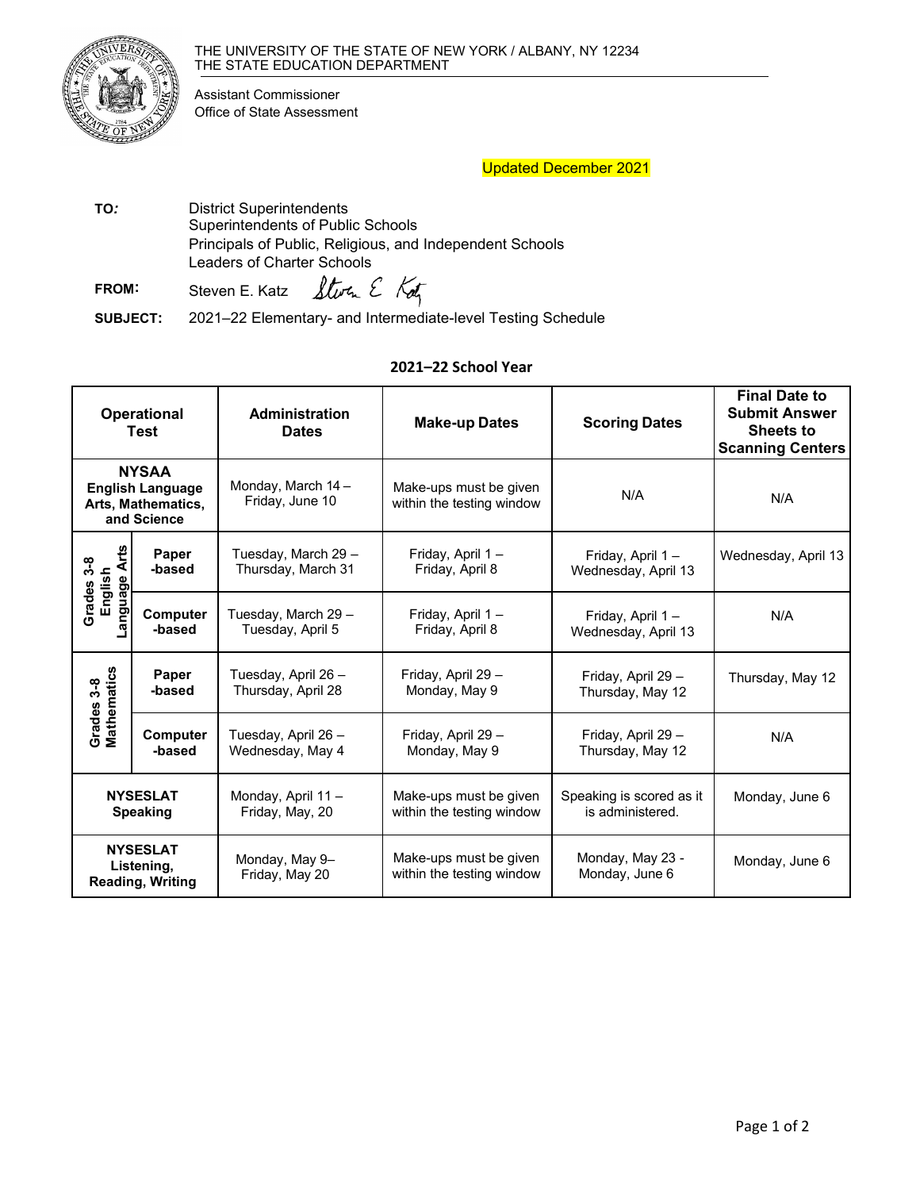THE UNIVERSITY OF THE STATE OF NEW YORK / ALBANY, NY 12234
THE STATE EDUCATION DEPARTMENT

Assistant Commissioner
Office of State Assessment

Updated December 2021

**TO:** District Superintendents
Superintendents of Public Schools
Principals of Public, Religious, and Independent Schools
Leaders of Charter Schools

**FROM:** Steven E. Katz

**SUBJECT:** 2021–22 Elementary- and Intermediate-level Testing Schedule

## 2021–22 School Year

| Operational Test | | Administration Dates | Make-up Dates | Scoring Dates | Final Date to Submit Answer Sheets to Scanning Centers |
|---|---|---|---|---|---|
| **NYSAA English Language Arts, Mathematics, and Science** | | Monday, March 14 – Friday, June 10 | Make-ups must be given within the testing window | N/A | N/A |
| **Grades 3-8 English Language Arts** | **Paper-based** | Tuesday, March 29 – Thursday, March 31 | Friday, April 1 – Friday, April 8 | Friday, April 1 – Wednesday, April 13 | Wednesday, April 13 |
| | **Computer-based** | Tuesday, March 29 – Tuesday, April 5 | Friday, April 1 – Friday, April 8 | Friday, April 1 – Wednesday, April 13 | N/A |
| **Grades 3-8 Mathematics** | **Paper-based** | Tuesday, April 26 – Thursday, April 28 | Friday, April 29 – Monday, May 9 | Friday, April 29 – Thursday, May 12 | Thursday, May 12 |
| | **Computer-based** | Tuesday, April 26 – Wednesday, May 4 | Friday, April 29 – Monday, May 9 | Friday, April 29 – Thursday, May 12 | N/A |
| **NYSESLAT Speaking** | | Monday, April 11 – Friday, May, 20 | Make-ups must be given within the testing window | Speaking is scored as it is administered. | Monday, June 6 |
| **NYSESLAT Listening, Reading, Writing** | | Monday, May 9– Friday, May 20 | Make-ups must be given within the testing window | Monday, May 23 - Monday, June 6 | Monday, June 6 |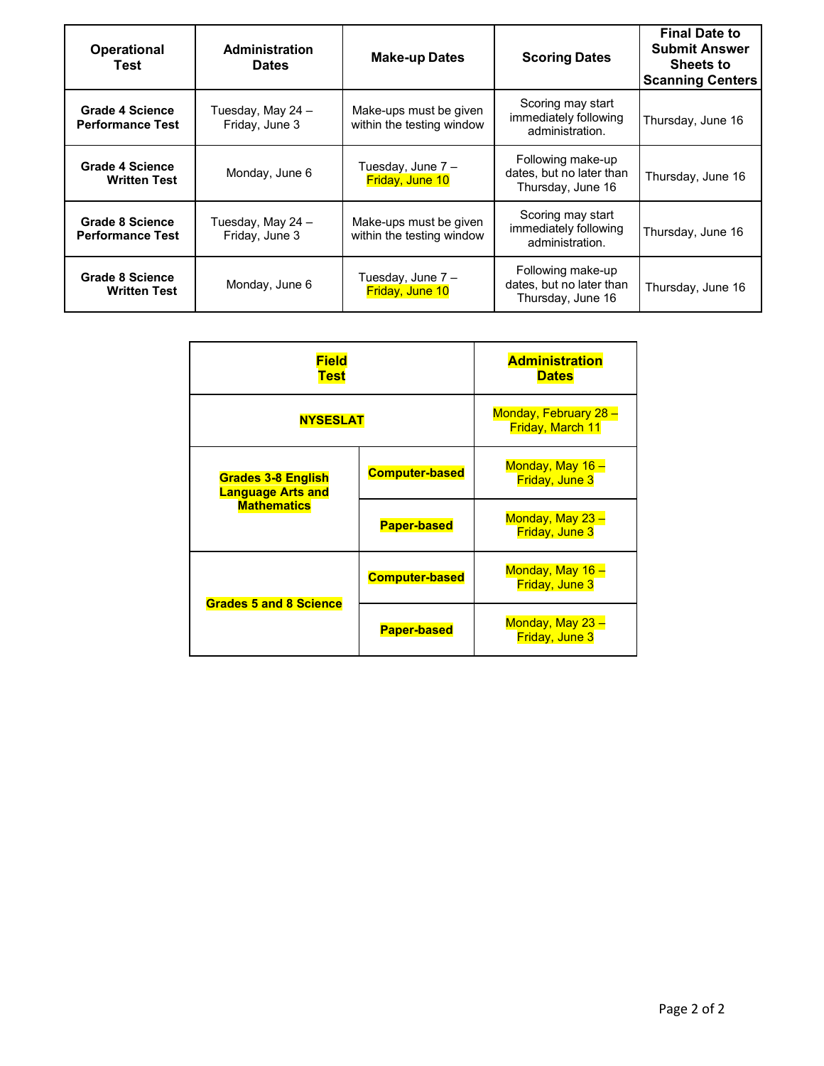| Operational Test | Administration Dates | Make-up Dates | Scoring Dates | Final Date to Submit Answer Sheets to Scanning Centers |
|---|---|---|---|---|
| **Grade 4 Science Performance Test** | Tuesday, May 24 – Friday, June 3 | Make-ups must be given within the testing window | Scoring may start immediately following administration. | Thursday, June 16 |
| **Grade 4 Science Written Test** | Monday, June 6 | Tuesday, June 7 – Friday, June 10 | Following make-up dates, but no later than Thursday, June 16 | Thursday, June 16 |
| **Grade 8 Science Performance Test** | Tuesday, May 24 – Friday, June 3 | Make-ups must be given within the testing window | Scoring may start immediately following administration. | Thursday, June 16 |
| **Grade 8 Science Written Test** | Monday, June 6 | Tuesday, June 7 – Friday, June 10 | Following make-up dates, but no later than Thursday, June 16 | Thursday, June 16 |

| Field Test | | Administration Dates |
|---|---|---|
| **NYSESLAT** | | Monday, February 28 – Friday, March 11 |
| **Grades 3-8 English Language Arts and Mathematics** | **Computer-based** | Monday, May 16 – Friday, June 3 |
| | **Paper-based** | Monday, May 23 – Friday, June 3 |
| **Grades 5 and 8 Science** | **Computer-based** | Monday, May 16 – Friday, June 3 |
| | **Paper-based** | Monday, May 23 – Friday, June 3 |